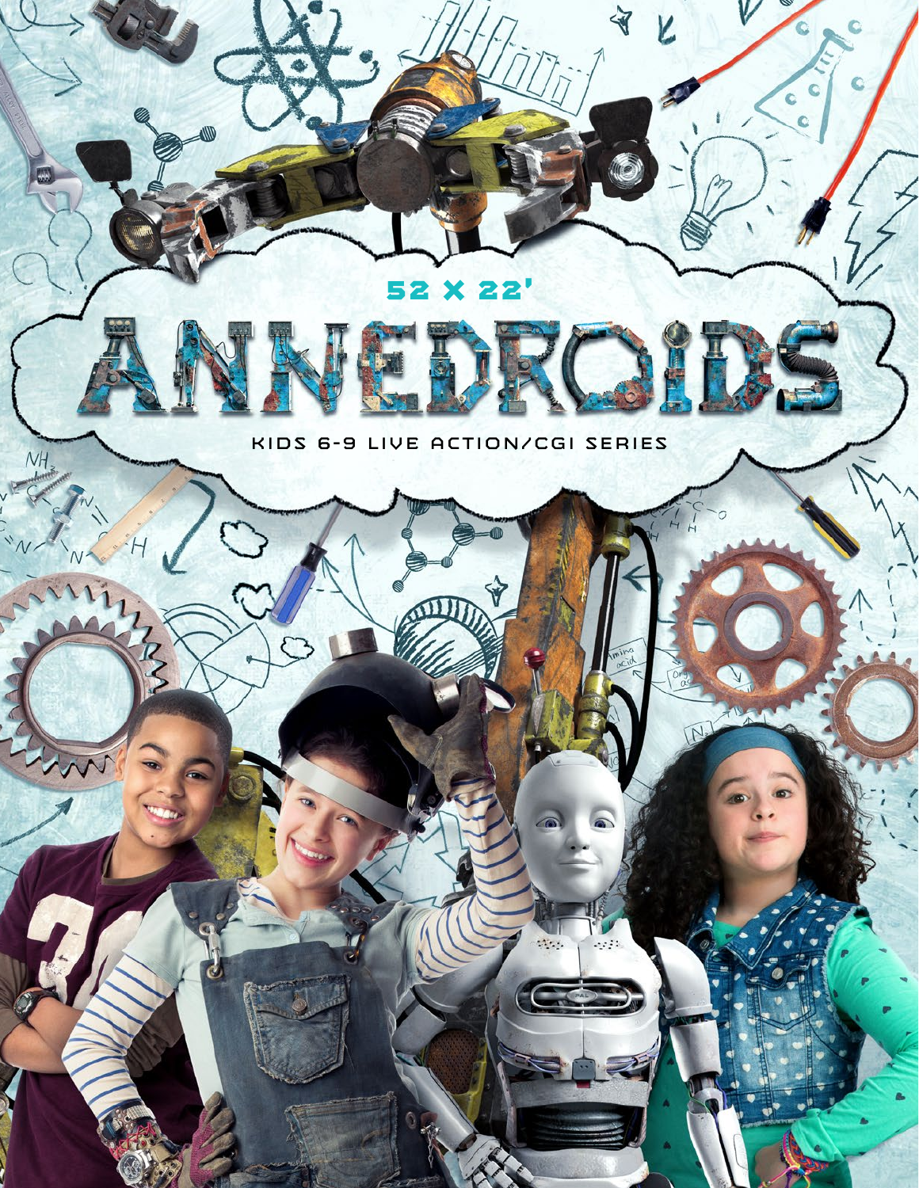52 X 22'

# ANNEDROIDS

KIDS 6-9 LIVE ACTION/CGI SERIES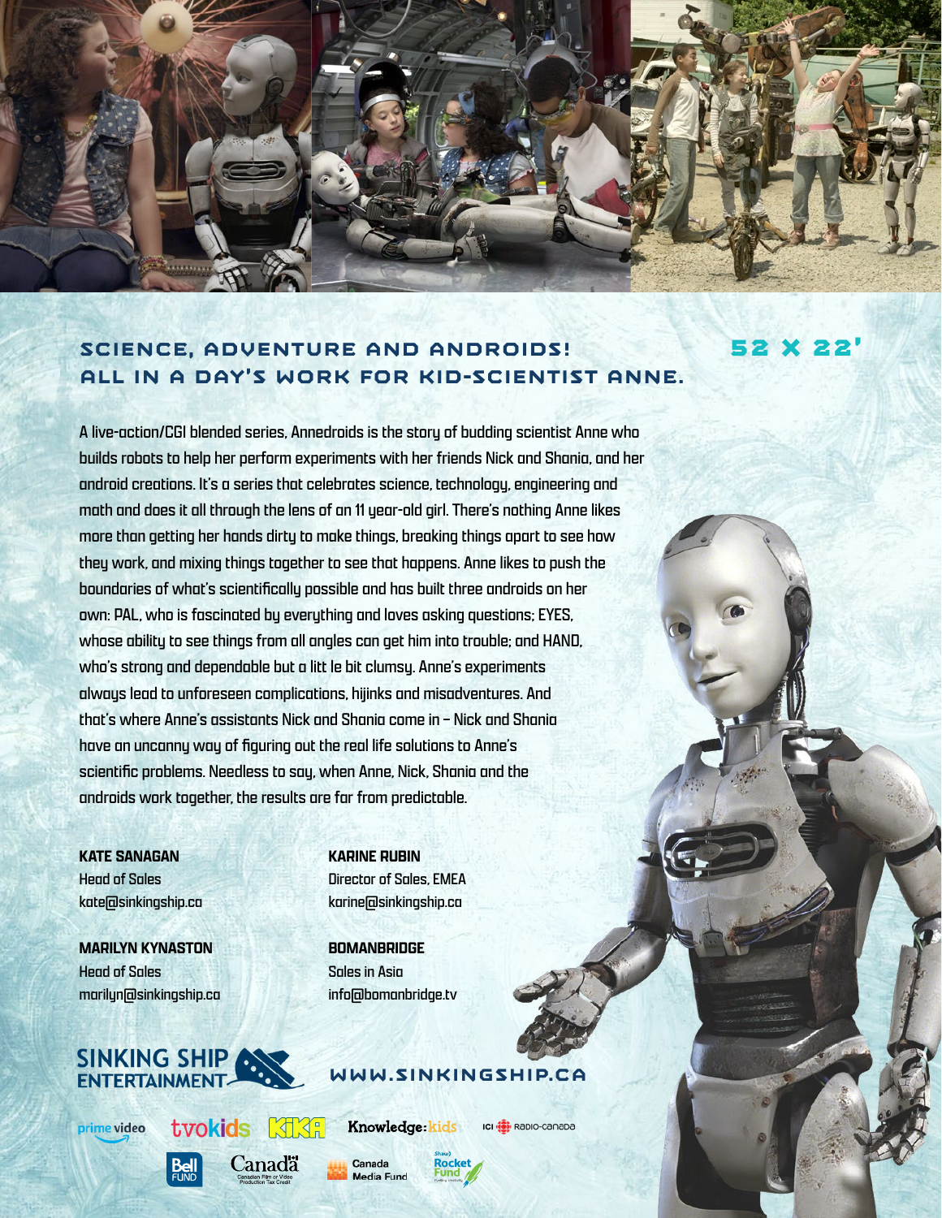## SCIENCE, ADVENTURE AND ANDROIDS! ALL IN A DAY'S WORK FOR KID-SCIENTIST ANNE.

**52 x 22'**

A live-action/CGI blended series, Annedroids is the story of budding scientist Anne who builds robots to help her perform experiments with her friends Nick and Shania, and her android creations. It's a series that celebrates science, technology, engineering and math and does it all through the lens of an 11 year-old girl. There's nothing Anne likes more than getting her hands dirty to make things, breaking things apart to see how they work, and mixing things together to see that happens. Anne likes to push the boundaries of what's scientifically possible and has built three androids on her own: PAL, who is fascinated by everything and loves asking questions; EYES, whose ability to see things from all angles can get him into trouble; and HAND, who's strong and dependable but a litt le bit clumsy. Anne's experiments always lead to unforeseen complications, hijinks and misadventures. And that's where Anne's assistants Nick and Shania come in – Nick and Shania have an uncanny way of figuring out the real life solutions to Anne's scientific problems. Needless to say, when Anne, Nick, Shania and the androids work together, the results are far from predictable.

**KATE SANAGAN**
Head of Sales
kate@sinkingship.ca

**MARILYN KYNASTON**
Head of Sales
marilyn@sinkingship.ca

**KARINE RUBIN**
Director of Sales, EMEA
karine@sinkingship.ca

**BOMANBRIDGE**
Sales in Asia
info@bomanbridge.tv

SINKING SHIP ENTERTAINMENT

WWW.SINKINGSHIP.CA

prime video tvokids KiKA Knowledge: kids ICI Radio-Canada

Bell Fund Canada Canadian Film or Video Production Tax Credit Canada Media Fund Shaw Rocket Fund